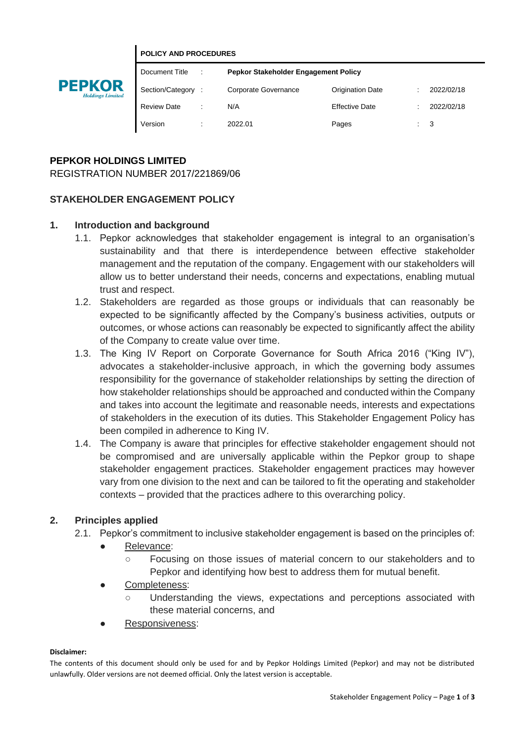**POLICY AND PROCEDURES**

| Document Title | : | **Pepkor Stakeholder Engagement Policy** | | | |
|---|---|---|---|---|---|
| Section/Category | : | Corporate Governance | Origination Date | : | 2022/02/18 |
| Review Date | : | N/A | Effective Date | : | 2022/02/18 |
| Version | : | 2022.01 | Pages | : | 3 |

**PEPKOR HOLDINGS LIMITED**
REGISTRATION NUMBER 2017/221869/06

## STAKEHOLDER ENGAGEMENT POLICY

### 1. Introduction and background

1.1. Pepkor acknowledges that stakeholder engagement is integral to an organisation's sustainability and that there is interdependence between effective stakeholder management and the reputation of the company. Engagement with our stakeholders will allow us to better understand their needs, concerns and expectations, enabling mutual trust and respect.

1.2. Stakeholders are regarded as those groups or individuals that can reasonably be expected to be significantly affected by the Company's business activities, outputs or outcomes, or whose actions can reasonably be expected to significantly affect the ability of the Company to create value over time.

1.3. The King IV Report on Corporate Governance for South Africa 2016 ("King IV"), advocates a stakeholder-inclusive approach, in which the governing body assumes responsibility for the governance of stakeholder relationships by setting the direction of how stakeholder relationships should be approached and conducted within the Company and takes into account the legitimate and reasonable needs, interests and expectations of stakeholders in the execution of its duties. This Stakeholder Engagement Policy has been compiled in adherence to King IV.

1.4. The Company is aware that principles for effective stakeholder engagement should not be compromised and are universally applicable within the Pepkor group to shape stakeholder engagement practices. Stakeholder engagement practices may however vary from one division to the next and can be tailored to fit the operating and stakeholder contexts – provided that the practices adhere to this overarching policy.

### 2. Principles applied

2.1. Pepkor's commitment to inclusive stakeholder engagement is based on the principles of:

- Relevance:
  - Focusing on those issues of material concern to our stakeholders and to Pepkor and identifying how best to address them for mutual benefit.
- Completeness:
  - Understanding the views, expectations and perceptions associated with these material concerns, and
- Responsiveness:

**Disclaimer:**
The contents of this document should only be used for and by Pepkor Holdings Limited (Pepkor) and may not be distributed unlawfully. Older versions are not deemed official. Only the latest version is acceptable.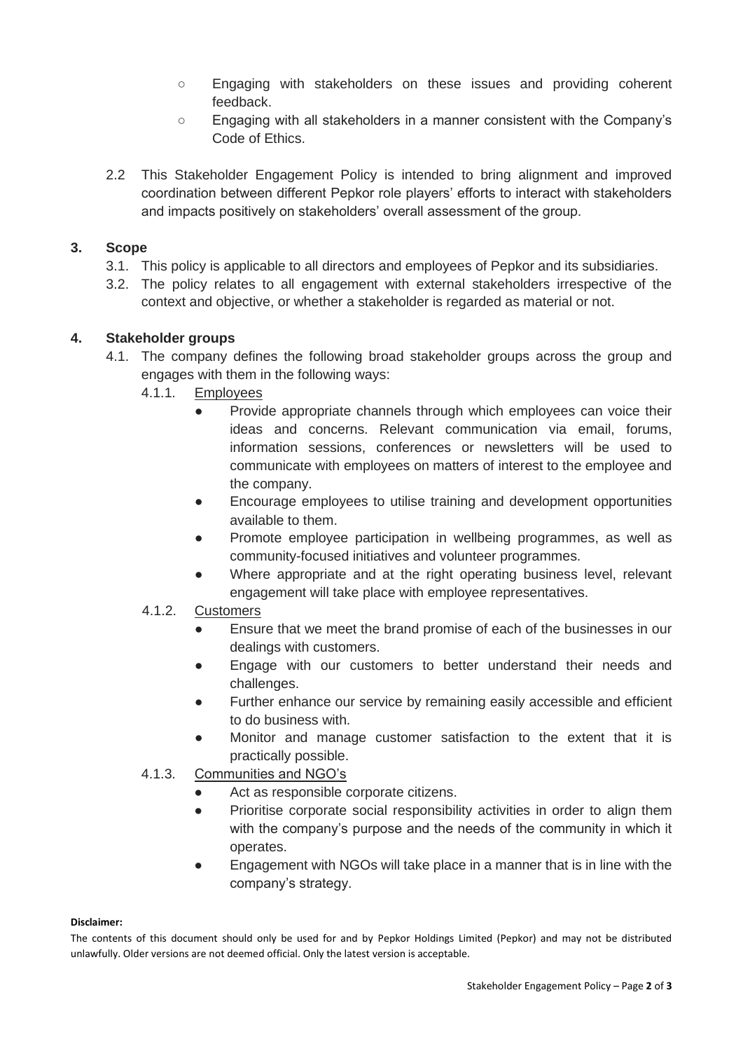- Engaging with stakeholders on these issues and providing coherent feedback.
- Engaging with all stakeholders in a manner consistent with the Company's Code of Ethics.

2.2 This Stakeholder Engagement Policy is intended to bring alignment and improved coordination between different Pepkor role players' efforts to interact with stakeholders and impacts positively on stakeholders' overall assessment of the group.

## 3. Scope

3.1. This policy is applicable to all directors and employees of Pepkor and its subsidiaries.

3.2. The policy relates to all engagement with external stakeholders irrespective of the context and objective, or whether a stakeholder is regarded as material or not.

## 4. Stakeholder groups

4.1. The company defines the following broad stakeholder groups across the group and engages with them in the following ways:

4.1.1. Employees

- Provide appropriate channels through which employees can voice their ideas and concerns. Relevant communication via email, forums, information sessions, conferences or newsletters will be used to communicate with employees on matters of interest to the employee and the company.
- Encourage employees to utilise training and development opportunities available to them.
- Promote employee participation in wellbeing programmes, as well as community-focused initiatives and volunteer programmes.
- Where appropriate and at the right operating business level, relevant engagement will take place with employee representatives.

4.1.2. Customers

- Ensure that we meet the brand promise of each of the businesses in our dealings with customers.
- Engage with our customers to better understand their needs and challenges.
- Further enhance our service by remaining easily accessible and efficient to do business with.
- Monitor and manage customer satisfaction to the extent that it is practically possible.

4.1.3. Communities and NGO's

- Act as responsible corporate citizens.
- Prioritise corporate social responsibility activities in order to align them with the company's purpose and the needs of the community in which it operates.
- Engagement with NGOs will take place in a manner that is in line with the company's strategy.

**Disclaimer:**

The contents of this document should only be used for and by Pepkor Holdings Limited (Pepkor) and may not be distributed unlawfully. Older versions are not deemed official. Only the latest version is acceptable.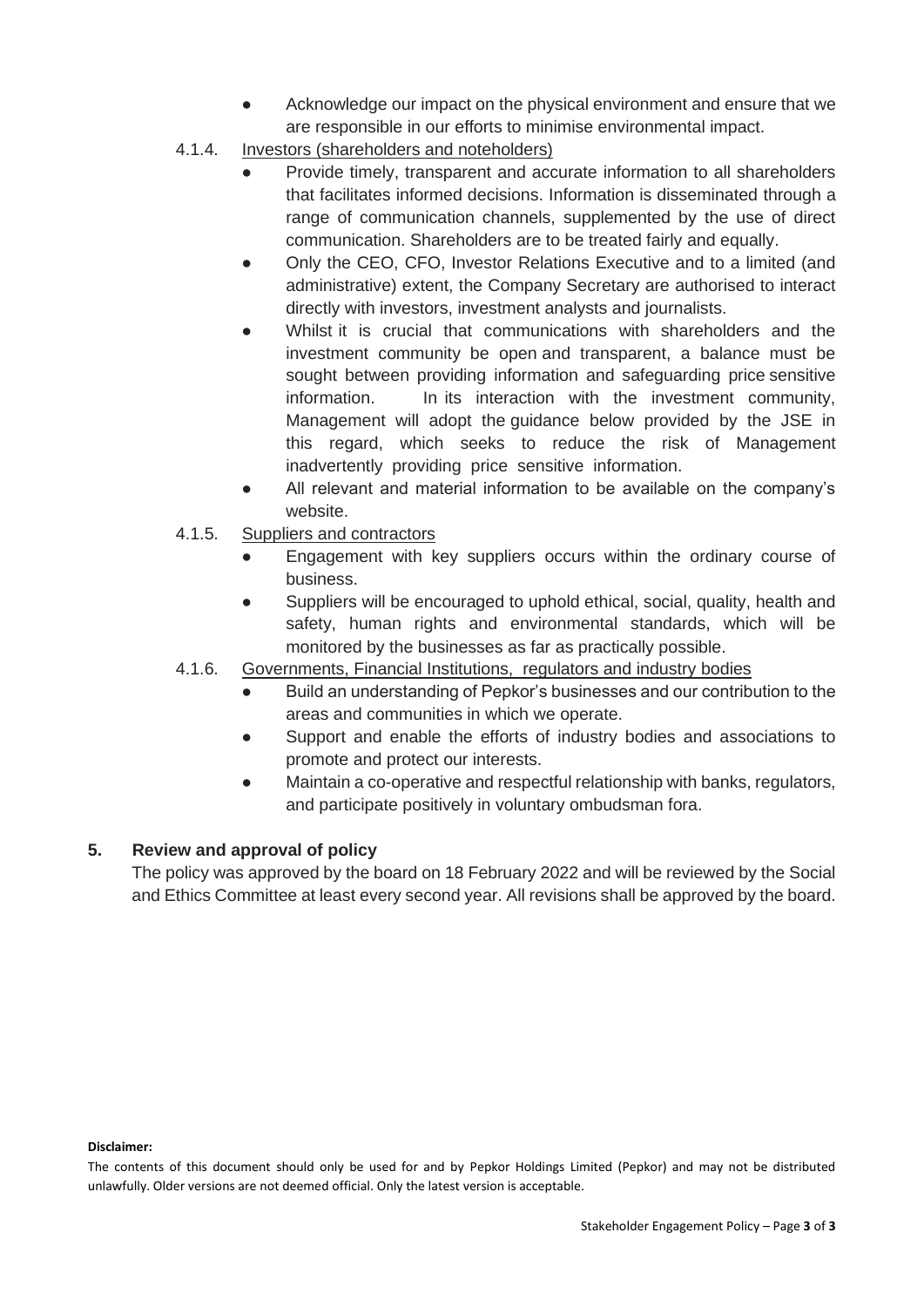- Acknowledge our impact on the physical environment and ensure that we are responsible in our efforts to minimise environmental impact.

4.1.4. Investors (shareholders and noteholders)

- Provide timely, transparent and accurate information to all shareholders that facilitates informed decisions. Information is disseminated through a range of communication channels, supplemented by the use of direct communication. Shareholders are to be treated fairly and equally.
- Only the CEO, CFO, Investor Relations Executive and to a limited (and administrative) extent, the Company Secretary are authorised to interact directly with investors, investment analysts and journalists.
- Whilst it is crucial that communications with shareholders and the investment community be open and transparent, a balance must be sought between providing information and safeguarding price sensitive information. In its interaction with the investment community, Management will adopt the guidance below provided by the JSE in this regard, which seeks to reduce the risk of Management inadvertently providing price sensitive information.
- All relevant and material information to be available on the company's website.

4.1.5. Suppliers and contractors

- Engagement with key suppliers occurs within the ordinary course of business.
- Suppliers will be encouraged to uphold ethical, social, quality, health and safety, human rights and environmental standards, which will be monitored by the businesses as far as practically possible.

4.1.6. Governments, Financial Institutions, regulators and industry bodies

- Build an understanding of Pepkor's businesses and our contribution to the areas and communities in which we operate.
- Support and enable the efforts of industry bodies and associations to promote and protect our interests.
- Maintain a co-operative and respectful relationship with banks, regulators, and participate positively in voluntary ombudsman fora.

## 5. Review and approval of policy

The policy was approved by the board on 18 February 2022 and will be reviewed by the Social and Ethics Committee at least every second year. All revisions shall be approved by the board.

**Disclaimer:**

The contents of this document should only be used for and by Pepkor Holdings Limited (Pepkor) and may not be distributed unlawfully. Older versions are not deemed official. Only the latest version is acceptable.